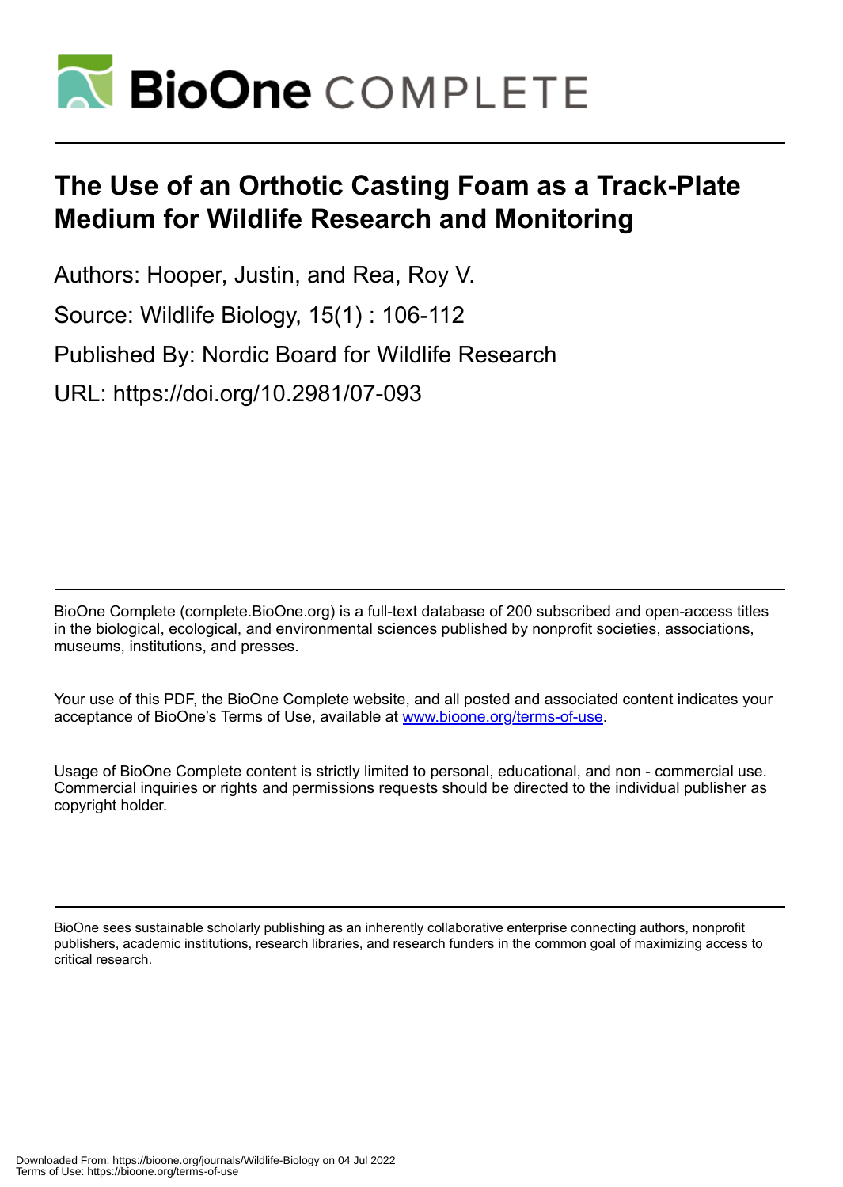# The Use of an Orthotic Casting Foam as a Track-Plate Medium for Wildlife Research and Monitoring

Authors: Hooper, Justin, and Rea, Roy V.

Source: Wildlife Biology, 15(1) : 106-112

Published By: Nordic Board for Wildlife Research

URL: https://doi.org/10.2981/07-093

BioOne Complete (complete.BioOne.org) is a full-text database of 200 subscribed and open-access titles in the biological, ecological, and environmental sciences published by nonprofit societies, associations, museums, institutions, and presses.

Your use of this PDF, the BioOne Complete website, and all posted and associated content indicates your acceptance of BioOne's Terms of Use, available at www.bioone.org/terms-of-use.

Usage of BioOne Complete content is strictly limited to personal, educational, and non - commercial use. Commercial inquiries or rights and permissions requests should be directed to the individual publisher as copyright holder.

BioOne sees sustainable scholarly publishing as an inherently collaborative enterprise connecting authors, nonprofit publishers, academic institutions, research libraries, and research funders in the common goal of maximizing access to critical research.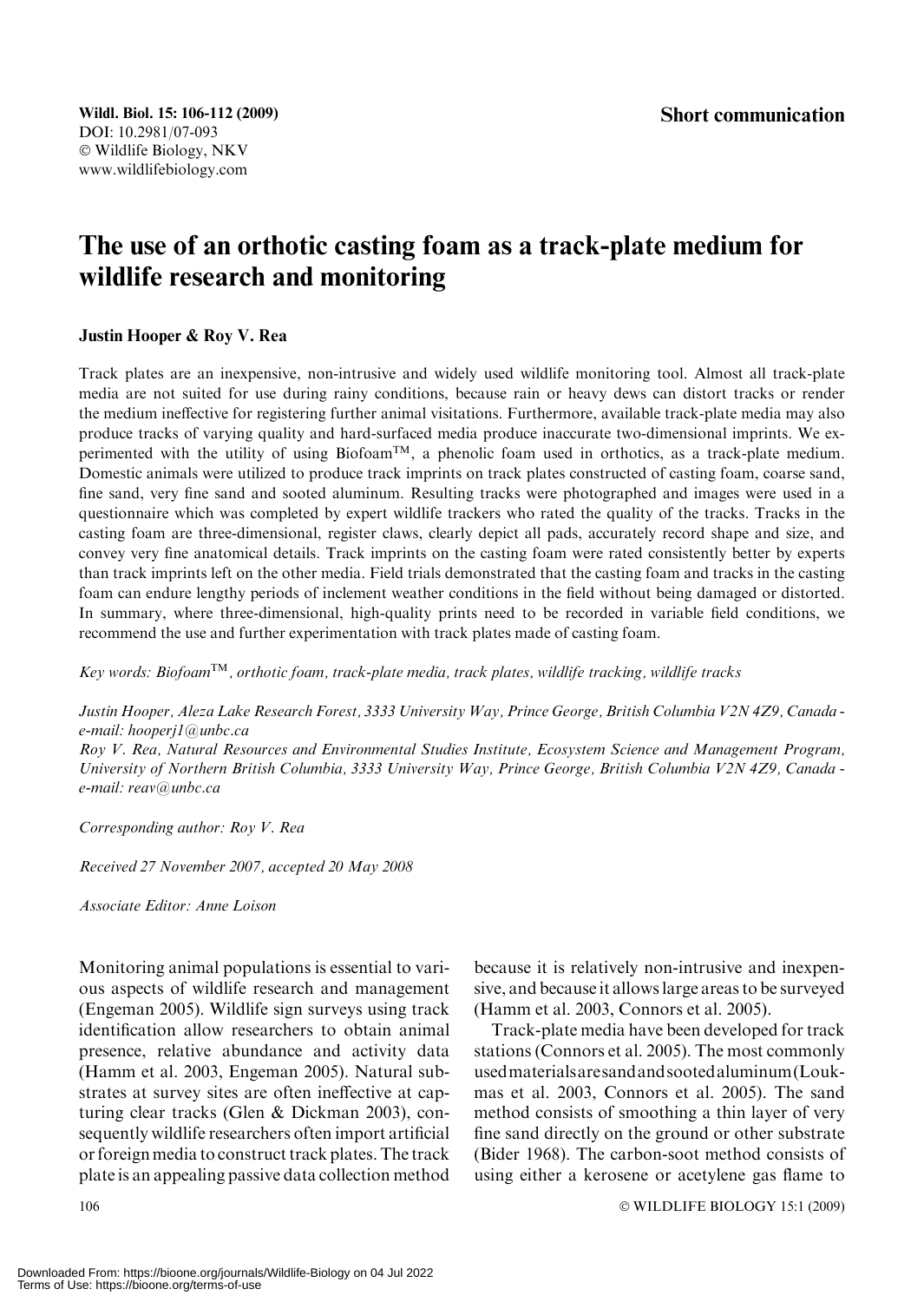**Short communication**

# The use of an orthotic casting foam as a track-plate medium for wildlife research and monitoring

**Justin Hooper & Roy V. Rea**

Track plates are an inexpensive, non-intrusive and widely used wildlife monitoring tool. Almost all track-plate media are not suited for use during rainy conditions, because rain or heavy dews can distort tracks or render the medium ineffective for registering further animal visitations. Furthermore, available track-plate media may also produce tracks of varying quality and hard-surfaced media produce inaccurate two-dimensional imprints. We experimented with the utility of using Biofoam™, a phenolic foam used in orthotics, as a track-plate medium. Domestic animals were utilized to produce track imprints on track plates constructed of casting foam, coarse sand, fine sand, very fine sand and sooted aluminum. Resulting tracks were photographed and images were used in a questionnaire which was completed by expert wildlife trackers who rated the quality of the tracks. Tracks in the casting foam are three-dimensional, register claws, clearly depict all pads, accurately record shape and size, and convey very fine anatomical details. Track imprints on the casting foam were rated consistently better by experts than track imprints left on the other media. Field trials demonstrated that the casting foam and tracks in the casting foam can endure lengthy periods of inclement weather conditions in the field without being damaged or distorted. In summary, where three-dimensional, high-quality prints need to be recorded in variable field conditions, we recommend the use and further experimentation with track plates made of casting foam.

*Key words: Biofoam™, orthotic foam, track-plate media, track plates, wildlife tracking, wildlife tracks*

*Justin Hooper, Aleza Lake Research Forest, 3333 University Way, Prince George, British Columbia V2N 4Z9, Canada - e-mail: hooperj1@unbc.ca*

*Roy V. Rea, Natural Resources and Environmental Studies Institute, Ecosystem Science and Management Program, University of Northern British Columbia, 3333 University Way, Prince George, British Columbia V2N 4Z9, Canada - e-mail: reav@unbc.ca*

*Corresponding author: Roy V. Rea*

*Received 27 November 2007, accepted 20 May 2008*

*Associate Editor: Anne Loison*

Monitoring animal populations is essential to various aspects of wildlife research and management (Engeman 2005). Wildlife sign surveys using track identification allow researchers to obtain animal presence, relative abundance and activity data (Hamm et al. 2003, Engeman 2005). Natural substrates at survey sites are often ineffective at capturing clear tracks (Glen & Dickman 2003), consequently wildlife researchers often import artificial or foreign media to construct track plates. The track plate is an appealing passive data collection method because it is relatively non-intrusive and inexpensive, and because it allows large areas to be surveyed (Hamm et al. 2003, Connors et al. 2005).

Track-plate media have been developed for track stations (Connors et al. 2005). The most commonly used materials are sand and sooted aluminum (Loukmas et al. 2003, Connors et al. 2005). The sand method consists of smoothing a thin layer of very fine sand directly on the ground or other substrate (Bider 1968). The carbon-soot method consists of using either a kerosene or acetylene gas flame to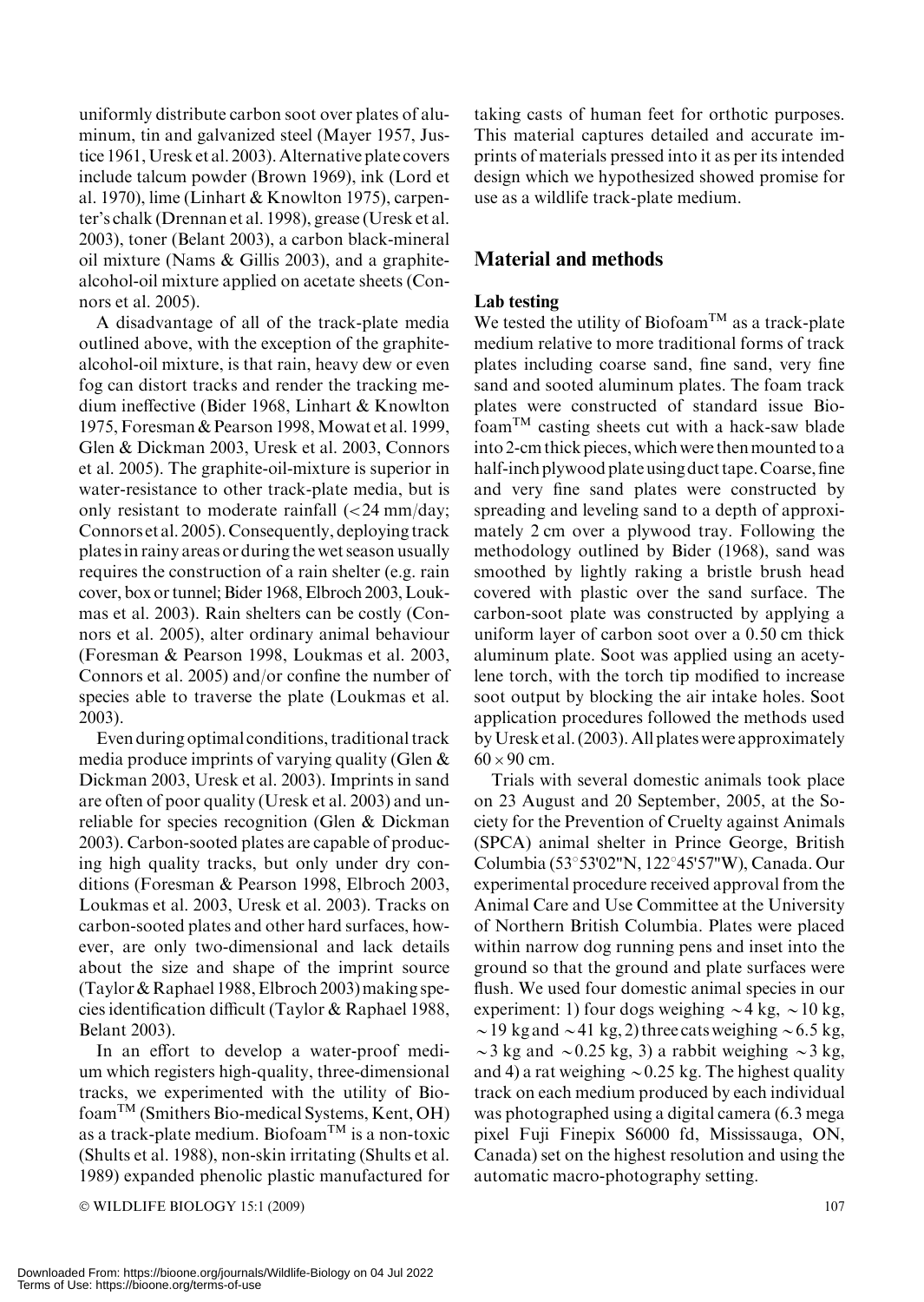uniformly distribute carbon soot over plates of aluminum, tin and galvanized steel (Mayer 1957, Justice 1961, Uresk et al. 2003). Alternative plate covers include talcum powder (Brown 1969), ink (Lord et al. 1970), lime (Linhart & Knowlton 1975), carpenter's chalk (Drennan et al. 1998), grease (Uresk et al. 2003), toner (Belant 2003), a carbon black-mineral oil mixture (Nams & Gillis 2003), and a graphite-alcohol-oil mixture applied on acetate sheets (Connors et al. 2005).

A disadvantage of all of the track-plate media outlined above, with the exception of the graphite-alcohol-oil mixture, is that rain, heavy dew or even fog can distort tracks and render the tracking medium ineffective (Bider 1968, Linhart & Knowlton 1975, Foresman & Pearson 1998, Mowat et al. 1999, Glen & Dickman 2003, Uresk et al. 2003, Connors et al. 2005). The graphite-oil-mixture is superior in water-resistance to other track-plate media, but is only resistant to moderate rainfall (<24 mm/day; Connors et al. 2005). Consequently, deploying track plates in rainy areas or during the wet season usually requires the construction of a rain shelter (e.g. rain cover, box or tunnel; Bider 1968, Elbroch 2003, Loukmas et al. 2003). Rain shelters can be costly (Connors et al. 2005), alter ordinary animal behaviour (Foresman & Pearson 1998, Loukmas et al. 2003, Connors et al. 2005) and/or confine the number of species able to traverse the plate (Loukmas et al. 2003).

Even during optimal conditions, traditional track media produce imprints of varying quality (Glen & Dickman 2003, Uresk et al. 2003). Imprints in sand are often of poor quality (Uresk et al. 2003) and unreliable for species recognition (Glen & Dickman 2003). Carbon-sooted plates are capable of producing high quality tracks, but only under dry conditions (Foresman & Pearson 1998, Elbroch 2003, Loukmas et al. 2003, Uresk et al. 2003). Tracks on carbon-sooted plates and other hard surfaces, however, are only two-dimensional and lack details about the size and shape of the imprint source (Taylor & Raphael 1988, Elbroch 2003) making species identification difficult (Taylor & Raphael 1988, Belant 2003).

In an effort to develop a water-proof medium which registers high-quality, three-dimensional tracks, we experimented with the utility of Biofoam™ (Smithers Bio-medical Systems, Kent, OH) as a track-plate medium. Biofoam™ is a non-toxic (Shults et al. 1988), non-skin irritating (Shults et al. 1989) expanded phenolic plastic manufactured for taking casts of human feet for orthotic purposes. This material captures detailed and accurate imprints of materials pressed into it as per its intended design which we hypothesized showed promise for use as a wildlife track-plate medium.

## Material and methods

### Lab testing

We tested the utility of Biofoam™ as a track-plate medium relative to more traditional forms of track plates including coarse sand, fine sand, very fine sand and sooted aluminum plates. The foam track plates were constructed of standard issue Biofoam™ casting sheets cut with a hack-saw blade into 2-cm thick pieces, which were then mounted to a half-inch plywood plate using duct tape. Coarse, fine and very fine sand plates were constructed by spreading and leveling sand to a depth of approximately 2 cm over a plywood tray. Following the methodology outlined by Bider (1968), sand was smoothed by lightly raking a bristle brush head covered with plastic over the sand surface. The carbon-soot plate was constructed by applying a uniform layer of carbon soot over a 0.50 cm thick aluminum plate. Soot was applied using an acetylene torch, with the torch tip modified to increase soot output by blocking the air intake holes. Soot application procedures followed the methods used by Uresk et al. (2003). All plates were approximately $60 \times 90$ cm.

Trials with several domestic animals took place on 23 August and 20 September, 2005, at the Society for the Prevention of Cruelty against Animals (SPCA) animal shelter in Prince George, British Columbia (53°53'02"N, 122°45'57"W), Canada. Our experimental procedure received approval from the Animal Care and Use Committee at the University of Northern British Columbia. Plates were placed within narrow dog running pens and inset into the ground so that the ground and plate surfaces were flush. We used four domestic animal species in our experiment: 1) four dogs weighing ~4 kg, ~10 kg, ~19 kg and ~41 kg, 2) three cats weighing ~6.5 kg, ~3 kg and ~0.25 kg, 3) a rabbit weighing ~3 kg, and 4) a rat weighing ~0.25 kg. The highest quality track on each medium produced by each individual was photographed using a digital camera (6.3 mega pixel Fuji Finepix S6000 fd, Mississauga, ON, Canada) set on the highest resolution and using the automatic macro-photography setting.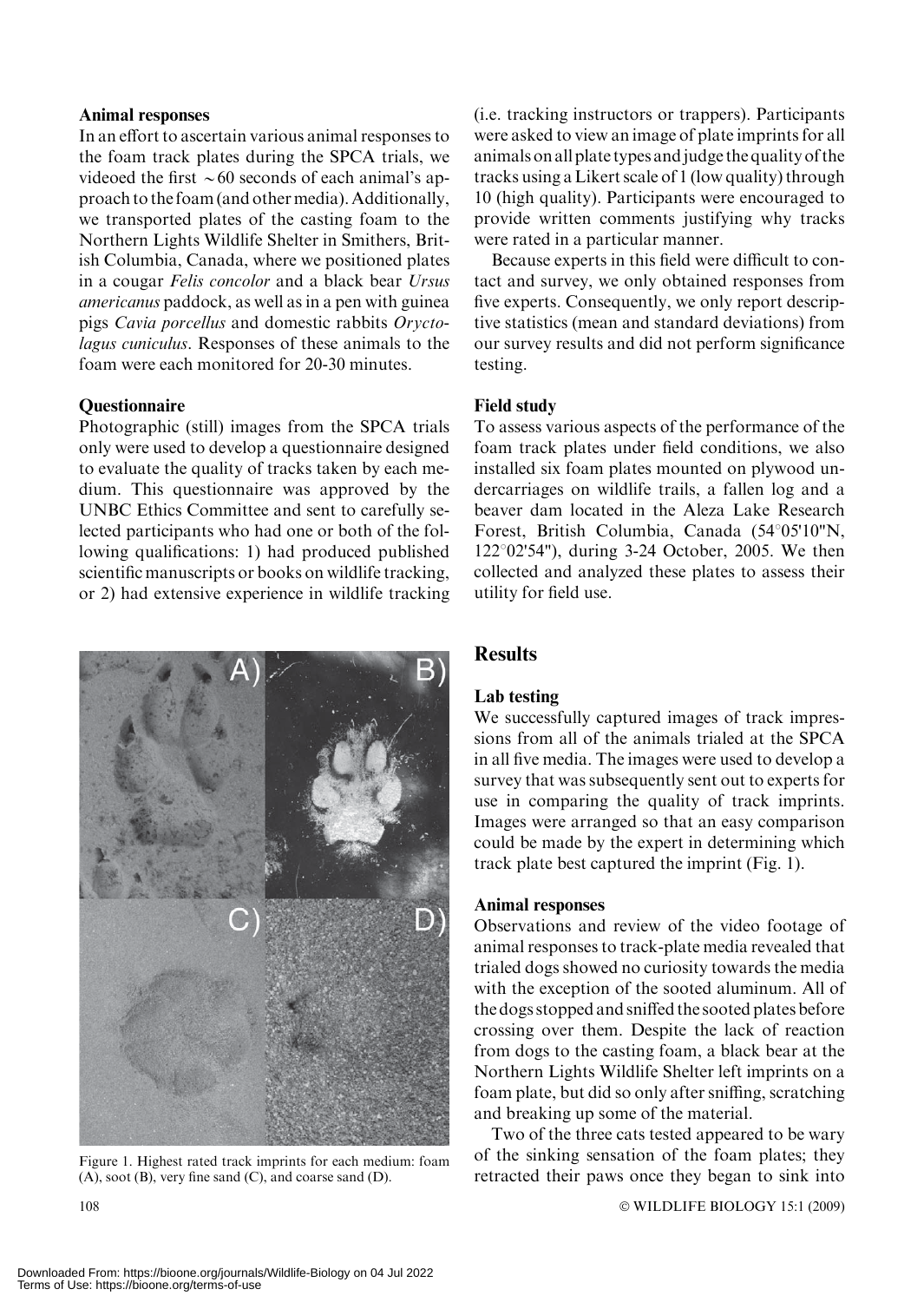### Animal responses

In an effort to ascertain various animal responses to the foam track plates during the SPCA trials, we videoed the first ~60 seconds of each animal's approach to the foam (and other media). Additionally, we transported plates of the casting foam to the Northern Lights Wildlife Shelter in Smithers, British Columbia, Canada, where we positioned plates in a cougar *Felis concolor* and a black bear *Ursus americanus* paddock, as well as in a pen with guinea pigs *Cavia porcellus* and domestic rabbits *Oryctolagus cuniculus*. Responses of these animals to the foam were each monitored for 20-30 minutes.

### Questionnaire

Photographic (still) images from the SPCA trials only were used to develop a questionnaire designed to evaluate the quality of tracks taken by each medium. This questionnaire was approved by the UNBC Ethics Committee and sent to carefully selected participants who had one or both of the following qualifications: 1) had produced published scientific manuscripts or books on wildlife tracking, or 2) had extensive experience in wildlife tracking (i.e. tracking instructors or trappers). Participants were asked to view an image of plate imprints for all animals on all plate types and judge the quality of the tracks using a Likert scale of 1 (low quality) through 10 (high quality). Participants were encouraged to provide written comments justifying why tracks were rated in a particular manner.

Because experts in this field were difficult to contact and survey, we only obtained responses from five experts. Consequently, we only report descriptive statistics (mean and standard deviations) from our survey results and did not perform significance testing.

### Field study

To assess various aspects of the performance of the foam track plates under field conditions, we also installed six foam plates mounted on plywood undercarriages on wildlife trails, a fallen log and a beaver dam located in the Aleza Lake Research Forest, British Columbia, Canada (54°05'10"N, 122°02'54"), during 3-24 October, 2005. We then collected and analyzed these plates to assess their utility for field use.

Figure 1. Highest rated track imprints for each medium: foam (A), soot (B), very fine sand (C), and coarse sand (D).

## Results

### Lab testing

We successfully captured images of track impressions from all of the animals trialed at the SPCA in all five media. The images were used to develop a survey that was subsequently sent out to experts for use in comparing the quality of track imprints. Images were arranged so that an easy comparison could be made by the expert in determining which track plate best captured the imprint (Fig. 1).

### Animal responses

Observations and review of the video footage of animal responses to track-plate media revealed that trialed dogs showed no curiosity towards the media with the exception of the sooted aluminum. All of the dogs stopped and sniffed the sooted plates before crossing over them. Despite the lack of reaction from dogs to the casting foam, a black bear at the Northern Lights Wildlife Shelter left imprints on a foam plate, but did so only after sniffing, scratching and breaking up some of the material.

Two of the three cats tested appeared to be wary of the sinking sensation of the foam plates; they retracted their paws once they began to sink into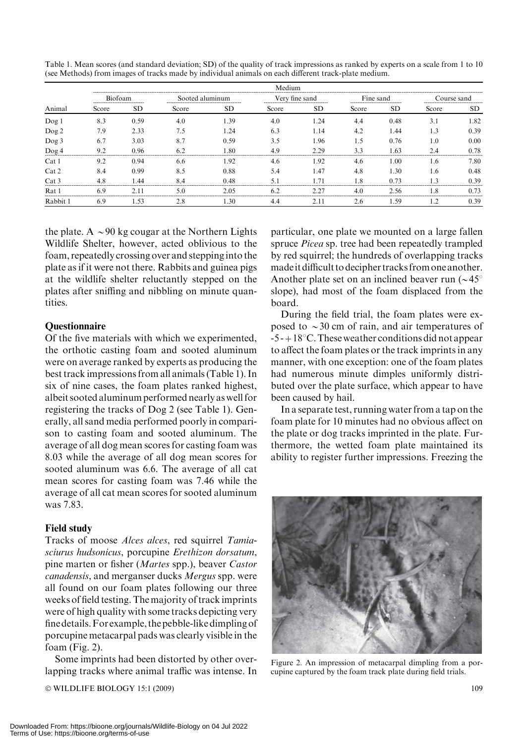Table 1. Mean scores (and standard deviation; SD) of the quality of track impressions as ranked by experts on a scale from 1 to 10 (see Methods) from images of tracks made by individual animals on each different track-plate medium.

| | Medium | | | | | | | | | |
|---|---|---|---|---|---|---|---|---|---|---|
| | Biofoam | | Sooted aluminum | | Very fine sand | | Fine sand | | Course sand | |
| Animal | Score | SD | Score | SD | Score | SD | Score | SD | Score | SD |
| Dog 1 | 8.3 | 0.59 | 4.0 | 1.39 | 4.0 | 1.24 | 4.4 | 0.48 | 3.1 | 1.82 |
| Dog 2 | 7.9 | 2.33 | 7.5 | 1.24 | 6.3 | 1.14 | 4.2 | 1.44 | 1.3 | 0.39 |
| Dog 3 | 6.7 | 3.03 | 8.7 | 0.59 | 3.5 | 1.96 | 1.5 | 0.76 | 1.0 | 0.00 |
| Dog 4 | 9.2 | 0.96 | 6.2 | 1.80 | 4.9 | 2.29 | 3.3 | 1.63 | 2.4 | 0.78 |
| Cat 1 | 9.2 | 0.94 | 6.6 | 1.92 | 4.6 | 1.92 | 4.6 | 1.00 | 1.6 | 7.80 |
| Cat 2 | 8.4 | 0.99 | 8.5 | 0.88 | 5.4 | 1.47 | 4.8 | 1.30 | 1.6 | 0.48 |
| Cat 3 | 4.8 | 1.44 | 8.4 | 0.48 | 5.1 | 1.71 | 1.8 | 0.73 | 1.3 | 0.39 |
| Rat 1 | 6.9 | 2.11 | 5.0 | 2.05 | 6.2 | 2.27 | 4.0 | 2.56 | 1.8 | 0.73 |
| Rabbit 1 | 6.9 | 1.53 | 2.8 | 1.30 | 4.4 | 2.11 | 2.6 | 1.59 | 1.2 | 0.39 |

the plate. A ~90 kg cougar at the Northern Lights Wildlife Shelter, however, acted oblivious to the foam, repeatedly crossing over and stepping into the plate as if it were not there. Rabbits and guinea pigs at the wildlife shelter reluctantly stepped on the plates after sniffing and nibbling on minute quantities.

## Questionnaire

Of the five materials with which we experimented, the orthotic casting foam and sooted aluminum were on average ranked by experts as producing the best track impressions from all animals (Table 1). In six of nine cases, the foam plates ranked highest, albeit sooted aluminum performed nearly as well for registering the tracks of Dog 2 (see Table 1). Generally, all sand media performed poorly in comparison to casting foam and sooted aluminum. The average of all dog mean scores for casting foam was 8.03 while the average of all dog mean scores for sooted aluminum was 6.6. The average of all cat mean scores for casting foam was 7.46 while the average of all cat mean scores for sooted aluminum was 7.83.

## Field study

Tracks of moose *Alces alces*, red squirrel *Tamiasciurus hudsonicus*, porcupine *Erethizon dorsatum*, pine marten or fisher (*Martes* spp.), beaver *Castor canadensis*, and merganser ducks *Mergus* spp. were all found on our foam plates following our three weeks of field testing. The majority of track imprints were of high quality with some tracks depicting very fine details. For example, the pebble-like dimpling of porcupine metacarpal pads was clearly visible in the foam (Fig. 2).

Some imprints had been distorted by other overlapping tracks where animal traffic was intense. In particular, one plate we mounted on a large fallen spruce *Picea* sp. tree had been repeatedly trampled by red squirrel; the hundreds of overlapping tracks made it difficult to decipher tracks from one another. Another plate set on an inclined beaver run (~45° slope), had most of the foam displaced from the board.

During the field trial, the foam plates were exposed to ~30 cm of rain, and air temperatures of -5 - +18°C. These weather conditions did not appear to affect the foam plates or the track imprints in any manner, with one exception: one of the foam plates had numerous minute dimples uniformly distributed over the plate surface, which appear to have been caused by hail.

In a separate test, running water from a tap on the foam plate for 10 minutes had no obvious affect on the plate or dog tracks imprinted in the plate. Furthermore, the wetted foam plate maintained its ability to register further impressions. Freezing the

Figure 2. An impression of metacarpal dimpling from a porcupine captured by the foam track plate during field trials.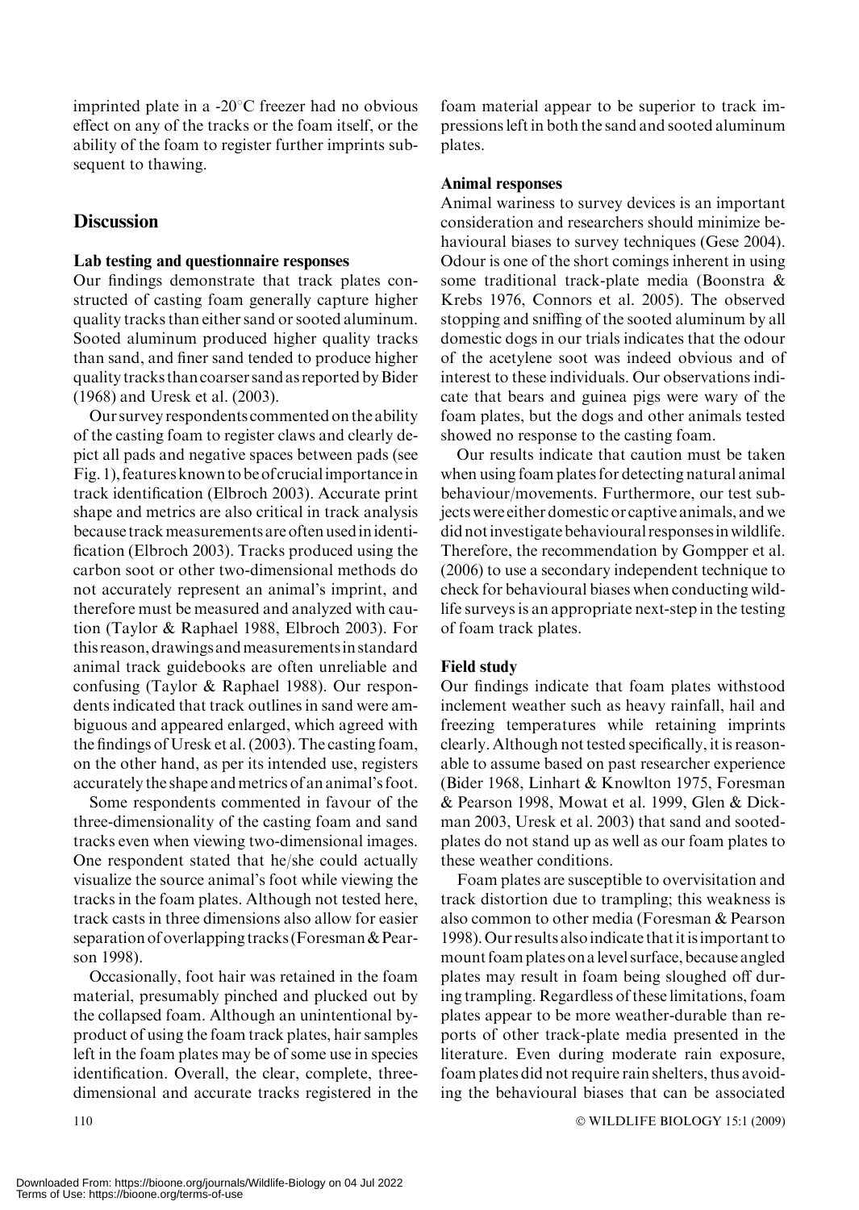imprinted plate in a -20°C freezer had no obvious effect on any of the tracks or the foam itself, or the ability of the foam to register further imprints subsequent to thawing.

## Discussion

### Lab testing and questionnaire responses

Our findings demonstrate that track plates constructed of casting foam generally capture higher quality tracks than either sand or sooted aluminum. Sooted aluminum produced higher quality tracks than sand, and finer sand tended to produce higher quality tracks than coarser sand as reported by Bider (1968) and Uresk et al. (2003).

Our survey respondents commented on the ability of the casting foam to register claws and clearly depict all pads and negative spaces between pads (see Fig. 1), features known to be of crucial importance in track identification (Elbroch 2003). Accurate print shape and metrics are also critical in track analysis because track measurements are often used in identification (Elbroch 2003). Tracks produced using the carbon soot or other two-dimensional methods do not accurately represent an animal's imprint, and therefore must be measured and analyzed with caution (Taylor & Raphael 1988, Elbroch 2003). For this reason, drawings and measurements in standard animal track guidebooks are often unreliable and confusing (Taylor & Raphael 1988). Our respondents indicated that track outlines in sand were ambiguous and appeared enlarged, which agreed with the findings of Uresk et al. (2003). The casting foam, on the other hand, as per its intended use, registers accurately the shape and metrics of an animal's foot.

Some respondents commented in favour of the three-dimensionality of the casting foam and sand tracks even when viewing two-dimensional images. One respondent stated that he/she could actually visualize the source animal's foot while viewing the tracks in the foam plates. Although not tested here, track casts in three dimensions also allow for easier separation of overlapping tracks (Foresman & Pearson 1998).

Occasionally, foot hair was retained in the foam material, presumably pinched and plucked out by the collapsed foam. Although an unintentional byproduct of using the foam track plates, hair samples left in the foam plates may be of some use in species identification. Overall, the clear, complete, three-dimensional and accurate tracks registered in the foam material appear to be superior to track impressions left in both the sand and sooted aluminum plates.

### Animal responses

Animal wariness to survey devices is an important consideration and researchers should minimize behavioural biases to survey techniques (Gese 2004). Odour is one of the short comings inherent in using some traditional track-plate media (Boonstra & Krebs 1976, Connors et al. 2005). The observed stopping and sniffing of the sooted aluminum by all domestic dogs in our trials indicates that the odour of the acetylene soot was indeed obvious and of interest to these individuals. Our observations indicate that bears and guinea pigs were wary of the foam plates, but the dogs and other animals tested showed no response to the casting foam.

Our results indicate that caution must be taken when using foam plates for detecting natural animal behaviour/movements. Furthermore, our test subjects were either domestic or captive animals, and we did not investigate behavioural responses in wildlife. Therefore, the recommendation by Gompper et al. (2006) to use a secondary independent technique to check for behavioural biases when conducting wildlife surveys is an appropriate next-step in the testing of foam track plates.

### Field study

Our findings indicate that foam plates withstood inclement weather such as heavy rainfall, hail and freezing temperatures while retaining imprints clearly. Although not tested specifically, it is reasonable to assume based on past researcher experience (Bider 1968, Linhart & Knowlton 1975, Foresman & Pearson 1998, Mowat et al. 1999, Glen & Dickman 2003, Uresk et al. 2003) that sand and sooted-plates do not stand up as well as our foam plates to these weather conditions.

Foam plates are susceptible to overvisitation and track distortion due to trampling; this weakness is also common to other media (Foresman & Pearson 1998). Our results also indicate that it is important to mount foam plates on a level surface, because angled plates may result in foam being sloughed off during trampling. Regardless of these limitations, foam plates appear to be more weather-durable than reports of other track-plate media presented in the literature. Even during moderate rain exposure, foam plates did not require rain shelters, thus avoiding the behavioural biases that can be associated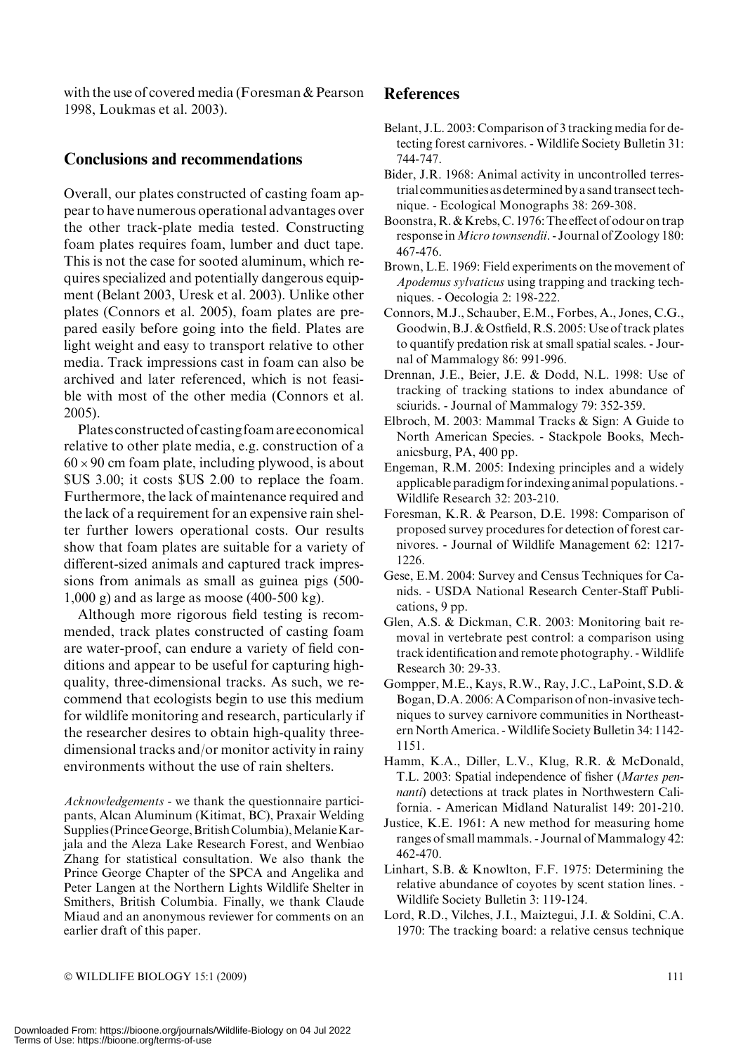with the use of covered media (Foresman & Pearson 1998, Loukmas et al. 2003).

## Conclusions and recommendations

Overall, our plates constructed of casting foam appear to have numerous operational advantages over the other track-plate media tested. Constructing foam plates requires foam, lumber and duct tape. This is not the case for sooted aluminum, which requires specialized and potentially dangerous equipment (Belant 2003, Uresk et al. 2003). Unlike other plates (Connors et al. 2005), foam plates are prepared easily before going into the field. Plates are light weight and easy to transport relative to other media. Track impressions cast in foam can also be archived and later referenced, which is not feasible with most of the other media (Connors et al. 2005).

Plates constructed of casting foam are economical relative to other plate media, e.g. construction of a $60 \times 90$ cm foam plate, including plywood, is about $US 3.00; it costs $US 2.00 to replace the foam. Furthermore, the lack of maintenance required and the lack of a requirement for an expensive rain shelter further lowers operational costs. Our results show that foam plates are suitable for a variety of different-sized animals and captured track impressions from animals as small as guinea pigs (500-1,000 g) and as large as moose (400-500 kg).

Although more rigorous field testing is recommended, track plates constructed of casting foam are water-proof, can endure a variety of field conditions and appear to be useful for capturing high-quality, three-dimensional tracks. As such, we recommend that ecologists begin to use this medium for wildlife monitoring and research, particularly if the researcher desires to obtain high-quality three-dimensional tracks and/or monitor activity in rainy environments without the use of rain shelters.

*Acknowledgements* - we thank the questionnaire participants, Alcan Aluminum (Kitimat, BC), Praxair Welding Supplies (Prince George, British Columbia), Melanie Karjala and the Aleza Lake Research Forest, and Wenbiao Zhang for statistical consultation. We also thank the Prince George Chapter of the SPCA and Angelika and Peter Langen at the Northern Lights Wildlife Shelter in Smithers, British Columbia. Finally, we thank Claude Miaud and an anonymous reviewer for comments on an earlier draft of this paper.

## References

Belant, J.L. 2003: Comparison of 3 tracking media for detecting forest carnivores. - Wildlife Society Bulletin 31: 744-747.

Bider, J.R. 1968: Animal activity in uncontrolled terrestrial communities as determined by a sand transect technique. - Ecological Monographs 38: 269-308.

Boonstra, R. & Krebs, C. 1976: The effect of odour on trap response in *Micro townsendii*. - Journal of Zoology 180: 467-476.

Brown, L.E. 1969: Field experiments on the movement of *Apodemus sylvaticus* using trapping and tracking techniques. - Oecologia 2: 198-222.

Connors, M.J., Schauber, E.M., Forbes, A., Jones, C.G., Goodwin, B.J. & Ostfield, R.S. 2005: Use of track plates to quantify predation risk at small spatial scales. - Journal of Mammalogy 86: 991-996.

Drennan, J.E., Beier, J.E. & Dodd, N.L. 1998: Use of tracking of tracking stations to index abundance of sciurids. - Journal of Mammalogy 79: 352-359.

Elbroch, M. 2003: Mammal Tracks & Sign: A Guide to North American Species. - Stackpole Books, Mechanicsburg, PA, 400 pp.

Engeman, R.M. 2005: Indexing principles and a widely applicable paradigm for indexing animal populations. - Wildlife Research 32: 203-210.

Foresman, K.R. & Pearson, D.E. 1998: Comparison of proposed survey procedures for detection of forest carnivores. - Journal of Wildlife Management 62: 1217-1226.

Gese, E.M. 2004: Survey and Census Techniques for Canids. - USDA National Research Center-Staff Publications, 9 pp.

Glen, A.S. & Dickman, C.R. 2003: Monitoring bait removal in vertebrate pest control: a comparison using track identification and remote photography. - Wildlife Research 30: 29-33.

Gompper, M.E., Kays, R.W., Ray, J.C., LaPoint, S.D. & Bogan, D.A. 2006: A Comparison of non-invasive techniques to survey carnivore communities in Northeastern North America. - Wildlife Society Bulletin 34: 1142-1151.

Hamm, K.A., Diller, L.V., Klug, R.R. & McDonald, T.L. 2003: Spatial independence of fisher (*Martes pennanti*) detections at track plates in Northwestern California. - American Midland Naturalist 149: 201-210.

Justice, K.E. 1961: A new method for measuring home ranges of small mammals. - Journal of Mammalogy 42: 462-470.

Linhart, S.B. & Knowlton, F.F. 1975: Determining the relative abundance of coyotes by scent station lines. - Wildlife Society Bulletin 3: 119-124.

Lord, R.D., Vilches, J.I., Maiztegui, J.I. & Soldini, C.A. 1970: The tracking board: a relative census technique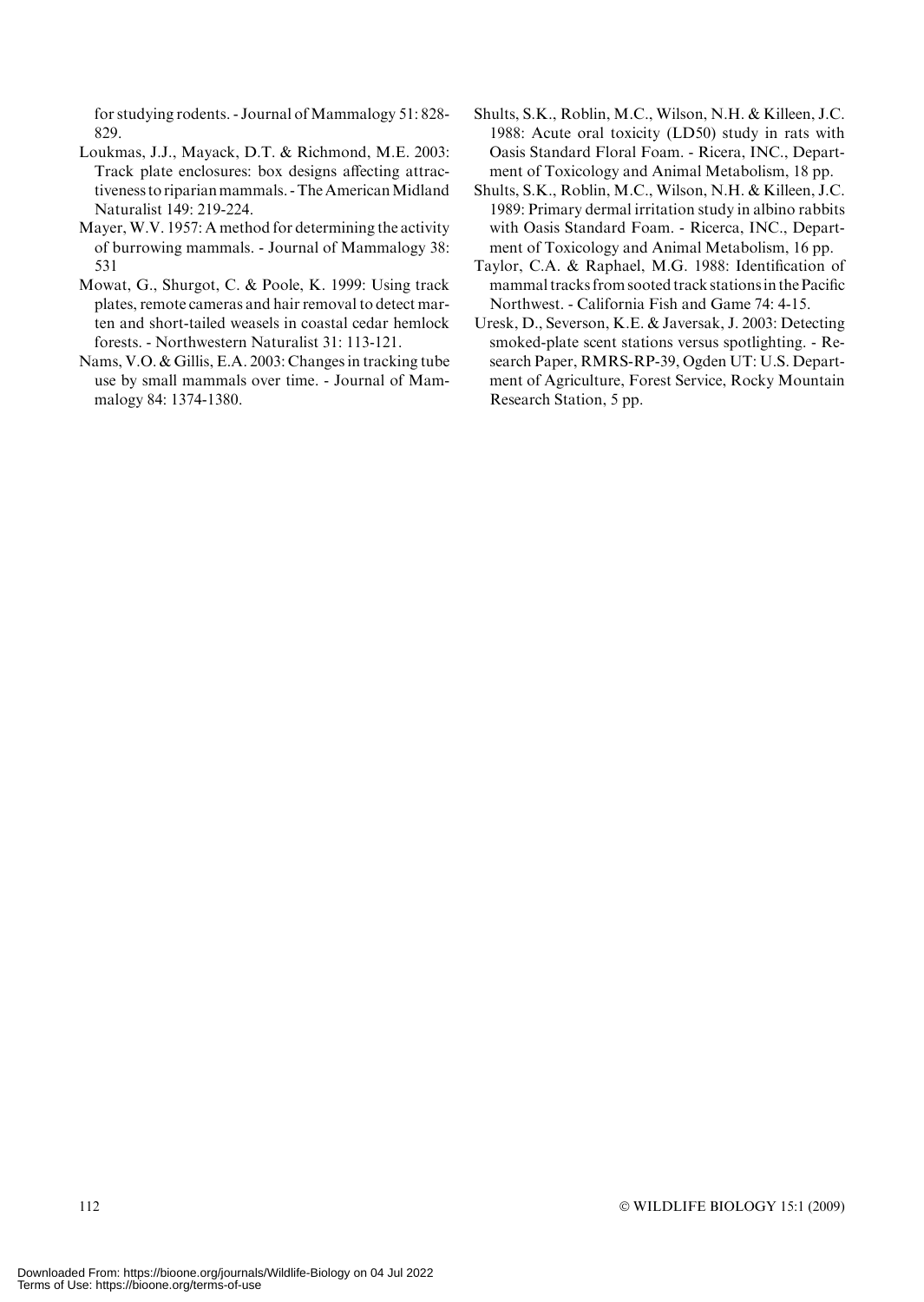for studying rodents. - Journal of Mammalogy 51: 828-829.

Loukmas, J.J., Mayack, D.T. & Richmond, M.E. 2003: Track plate enclosures: box designs affecting attractiveness to riparian mammals. - The American Midland Naturalist 149: 219-224.

Mayer, W.V. 1957: A method for determining the activity of burrowing mammals. - Journal of Mammalogy 38: 531

Mowat, G., Shurgot, C. & Poole, K. 1999: Using track plates, remote cameras and hair removal to detect marten and short-tailed weasels in coastal cedar hemlock forests. - Northwestern Naturalist 31: 113-121.

Nams, V.O. & Gillis, E.A. 2003: Changes in tracking tube use by small mammals over time. - Journal of Mammalogy 84: 1374-1380.

Shults, S.K., Roblin, M.C., Wilson, N.H. & Killeen, J.C. 1988: Acute oral toxicity (LD50) study in rats with Oasis Standard Floral Foam. - Ricera, INC., Department of Toxicology and Animal Metabolism, 18 pp.

Shults, S.K., Roblin, M.C., Wilson, N.H. & Killeen, J.C. 1989: Primary dermal irritation study in albino rabbits with Oasis Standard Foam. - Ricerca, INC., Department of Toxicology and Animal Metabolism, 16 pp.

Taylor, C.A. & Raphael, M.G. 1988: Identification of mammal tracks from sooted track stations in the Pacific Northwest. - California Fish and Game 74: 4-15.

Uresk, D., Severson, K.E. & Javersak, J. 2003: Detecting smoked-plate scent stations versus spotlighting. - Research Paper, RMRS-RP-39, Ogden UT: U.S. Department of Agriculture, Forest Service, Rocky Mountain Research Station, 5 pp.